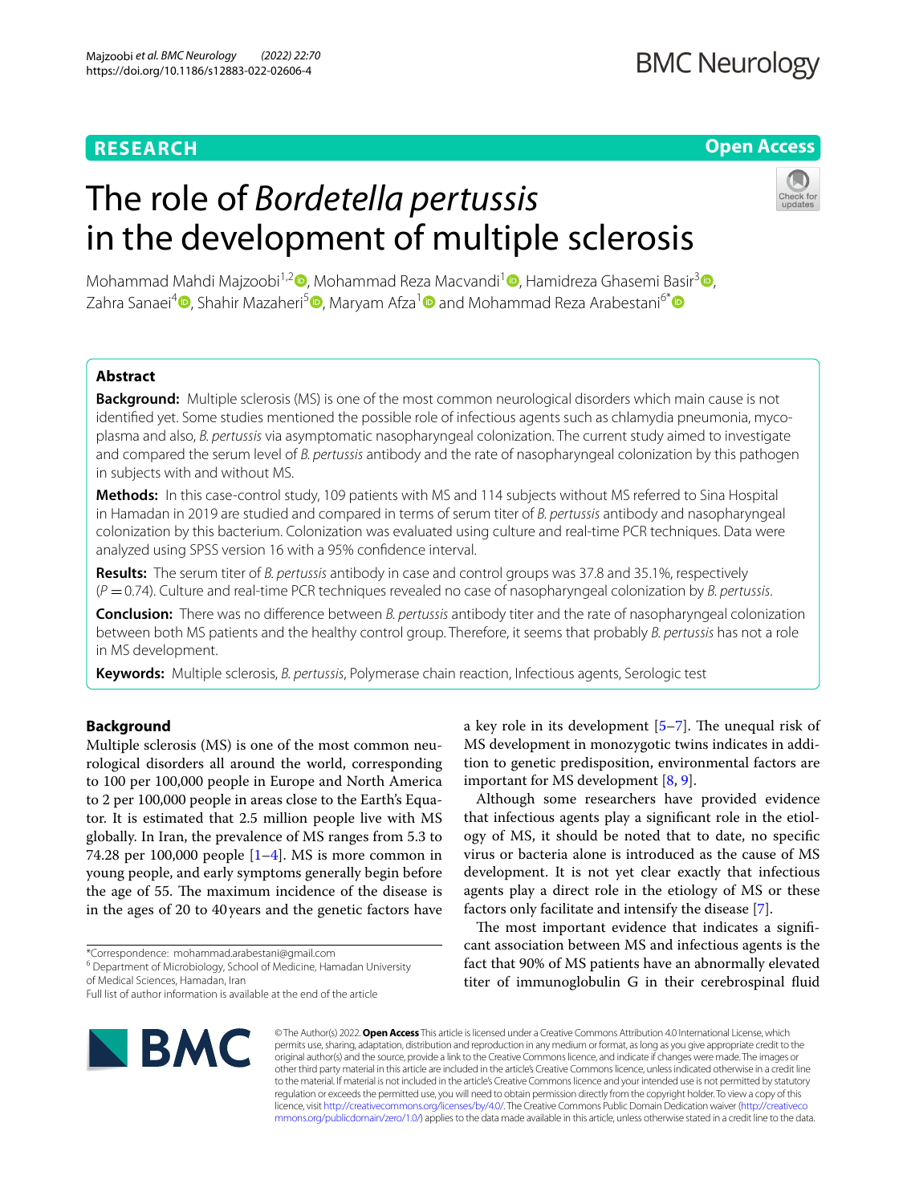RESEARCH

Open Access

# The role of *Bordetella pertussis* in the development of multiple sclerosis

Mohammad Mahdi Majzoobi[1,2], Mohammad Reza Macvandi[1], Hamidreza Ghasemi Basir[3], Zahra Sanaei[4], Shahir Mazaheri[5], Maryam Afza[1] and Mohammad Reza Arabestani[6*]

## Abstract

**Background:** Multiple sclerosis (MS) is one of the most common neurological disorders which main cause is not identified yet. Some studies mentioned the possible role of infectious agents such as chlamydia pneumonia, mycoplasma and also, *B. pertussis* via asymptomatic nasopharyngeal colonization. The current study aimed to investigate and compared the serum level of *B. pertussis* antibody and the rate of nasopharyngeal colonization by this pathogen in subjects with and without MS.

**Methods:** In this case-control study, 109 patients with MS and 114 subjects without MS referred to Sina Hospital in Hamadan in 2019 are studied and compared in terms of serum titer of *B. pertussis* antibody and nasopharyngeal colonization by this bacterium. Colonization was evaluated using culture and real-time PCR techniques. Data were analyzed using SPSS version 16 with a 95% confidence interval.

**Results:** The serum titer of *B. pertussis* antibody in case and control groups was 37.8 and 35.1%, respectively ($P = 0.74$). Culture and real-time PCR techniques revealed no case of nasopharyngeal colonization by *B. pertussis*.

**Conclusion:** There was no difference between *B. pertussis* antibody titer and the rate of nasopharyngeal colonization between both MS patients and the healthy control group. Therefore, it seems that probably *B. pertussis* has not a role in MS development.

**Keywords:** Multiple sclerosis, *B. pertussis*, Polymerase chain reaction, Infectious agents, Serologic test

## Background

Multiple sclerosis (MS) is one of the most common neurological disorders all around the world, corresponding to 100 per 100,000 people in Europe and North America to 2 per 100,000 people in areas close to the Earth's Equator. It is estimated that 2.5 million people live with MS globally. In Iran, the prevalence of MS ranges from 5.3 to 74.28 per 100,000 people [1–4]. MS is more common in young people, and early symptoms generally begin before the age of 55. The maximum incidence of the disease is in the ages of 20 to 40 years and the genetic factors have a key role in its development [5–7]. The unequal risk of MS development in monozygotic twins indicates in addition to genetic predisposition, environmental factors are important for MS development [8, 9].

Although some researchers have provided evidence that infectious agents play a significant role in the etiology of MS, it should be noted that to date, no specific virus or bacteria alone is introduced as the cause of MS development. It is not yet clear exactly that infectious agents play a direct role in the etiology of MS or these factors only facilitate and intensify the disease [7].

The most important evidence that indicates a significant association between MS and infectious agents is the fact that 90% of MS patients have an abnormally elevated titer of immunoglobulin G in their cerebrospinal fluid

*Correspondence: mohammad.arabestani@gmail.com
[6] Department of Microbiology, School of Medicine, Hamadan University of Medical Sciences, Hamadan, Iran
Full list of author information is available at the end of the article

© The Author(s) 2022. **Open Access** This article is licensed under a Creative Commons Attribution 4.0 International License, which permits use, sharing, adaptation, distribution and reproduction in any medium or format, as long as you give appropriate credit to the original author(s) and the source, provide a link to the Creative Commons licence, and indicate if changes were made. The images or other third party material in this article are included in the article's Creative Commons licence, unless indicated otherwise in a credit line to the material. If material is not included in the article's Creative Commons licence and your intended use is not permitted by statutory regulation or exceeds the permitted use, you will need to obtain permission directly from the copyright holder. To view a copy of this licence, visit http://creativecommons.org/licenses/by/4.0/. The Creative Commons Public Domain Dedication waiver (http://creativecommons.org/publicdomain/zero/1.0/) applies to the data made available in this article, unless otherwise stated in a credit line to the data.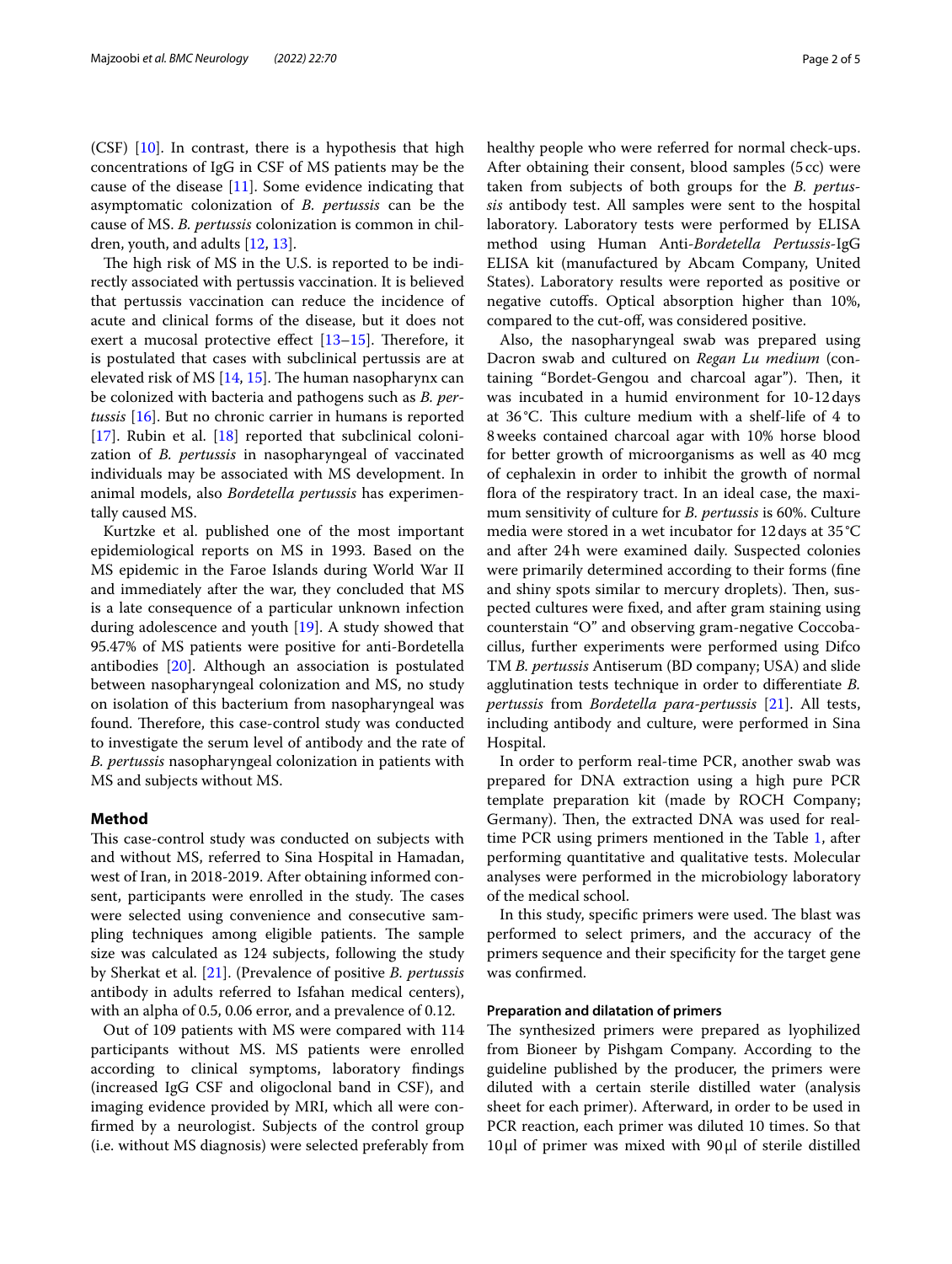(CSF) [10]. In contrast, there is a hypothesis that high concentrations of IgG in CSF of MS patients may be the cause of the disease [11]. Some evidence indicating that asymptomatic colonization of *B. pertussis* can be the cause of MS. *B. pertussis* colonization is common in children, youth, and adults [12, 13].

The high risk of MS in the U.S. is reported to be indirectly associated with pertussis vaccination. It is believed that pertussis vaccination can reduce the incidence of acute and clinical forms of the disease, but it does not exert a mucosal protective effect [13–15]. Therefore, it is postulated that cases with subclinical pertussis are at elevated risk of MS [14, 15]. The human nasopharynx can be colonized with bacteria and pathogens such as *B. pertussis* [16]. But no chronic carrier in humans is reported [17]. Rubin et al. [18] reported that subclinical colonization of *B. pertussis* in nasopharyngeal of vaccinated individuals may be associated with MS development. In animal models, also *Bordetella pertussis* has experimentally caused MS.

Kurtzke et al. published one of the most important epidemiological reports on MS in 1993. Based on the MS epidemic in the Faroe Islands during World War II and immediately after the war, they concluded that MS is a late consequence of a particular unknown infection during adolescence and youth [19]. A study showed that 95.47% of MS patients were positive for anti-Bordetella antibodies [20]. Although an association is postulated between nasopharyngeal colonization and MS, no study on isolation of this bacterium from nasopharyngeal was found. Therefore, this case-control study was conducted to investigate the serum level of antibody and the rate of *B. pertussis* nasopharyngeal colonization in patients with MS and subjects without MS.

## Method

This case-control study was conducted on subjects with and without MS, referred to Sina Hospital in Hamadan, west of Iran, in 2018-2019. After obtaining informed consent, participants were enrolled in the study. The cases were selected using convenience and consecutive sampling techniques among eligible patients. The sample size was calculated as 124 subjects, following the study by Sherkat et al. [21]. (Prevalence of positive *B. pertussis* antibody in adults referred to Isfahan medical centers), with an alpha of 0.5, 0.06 error, and a prevalence of 0.12.

Out of 109 patients with MS were compared with 114 participants without MS. MS patients were enrolled according to clinical symptoms, laboratory findings (increased IgG CSF and oligoclonal band in CSF), and imaging evidence provided by MRI, which all were confirmed by a neurologist. Subjects of the control group (i.e. without MS diagnosis) were selected preferably from healthy people who were referred for normal check-ups. After obtaining their consent, blood samples (5 cc) were taken from subjects of both groups for the *B. pertussis* antibody test. All samples were sent to the hospital laboratory. Laboratory tests were performed by ELISA method using Human Anti-*Bordetella Pertussis*-IgG ELISA kit (manufactured by Abcam Company, United States). Laboratory results were reported as positive or negative cutoffs. Optical absorption higher than 10%, compared to the cut-off, was considered positive.

Also, the nasopharyngeal swab was prepared using Dacron swab and cultured on *Regan Lu medium* (containing "Bordet-Gengou and charcoal agar"). Then, it was incubated in a humid environment for 10-12 days at 36 °C. This culture medium with a shelf-life of 4 to 8 weeks contained charcoal agar with 10% horse blood for better growth of microorganisms as well as 40 mcg of cephalexin in order to inhibit the growth of normal flora of the respiratory tract. In an ideal case, the maximum sensitivity of culture for *B. pertussis* is 60%. Culture media were stored in a wet incubator for 12 days at 35 °C and after 24 h were examined daily. Suspected colonies were primarily determined according to their forms (fine and shiny spots similar to mercury droplets). Then, suspected cultures were fixed, and after gram staining using counterstain "O" and observing gram-negative Coccobacillus, further experiments were performed using Difco TM *B. pertussis* Antiserum (BD company; USA) and slide agglutination tests technique in order to differentiate *B. pertussis* from *Bordetella para-pertussis* [21]. All tests, including antibody and culture, were performed in Sina Hospital.

In order to perform real-time PCR, another swab was prepared for DNA extraction using a high pure PCR template preparation kit (made by ROCH Company; Germany). Then, the extracted DNA was used for real-time PCR using primers mentioned in the Table 1, after performing quantitative and qualitative tests. Molecular analyses were performed in the microbiology laboratory of the medical school.

In this study, specific primers were used. The blast was performed to select primers, and the accuracy of the primers sequence and their specificity for the target gene was confirmed.

### Preparation and dilatation of primers

The synthesized primers were prepared as lyophilized from Bioneer by Pishgam Company. According to the guideline published by the producer, the primers were diluted with a certain sterile distilled water (analysis sheet for each primer). Afterward, in order to be used in PCR reaction, each primer was diluted 10 times. So that 10 μl of primer was mixed with 90 μl of sterile distilled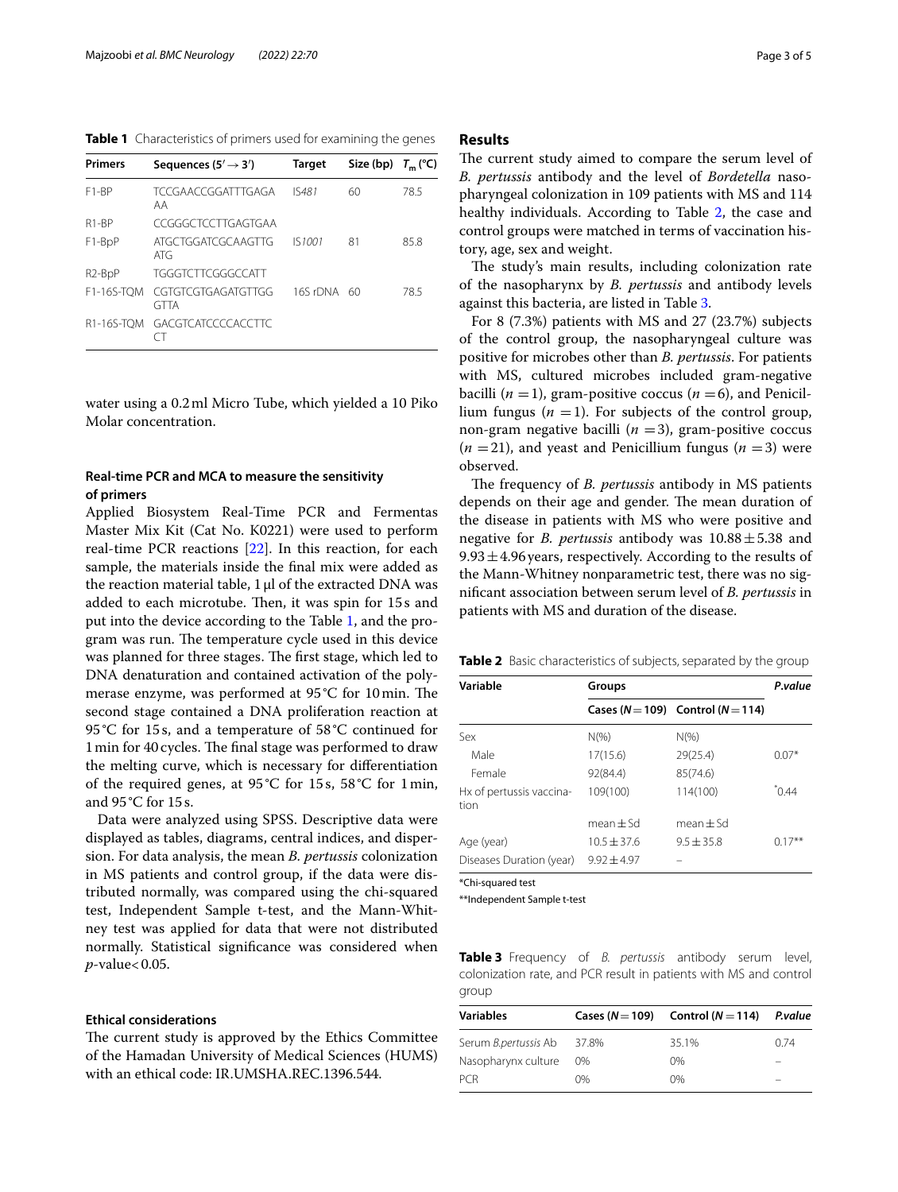**Table 1** Characteristics of primers used for examining the genes

| Primers | Sequences (5′ → 3′) | Target | Size (bp) | $T_m$ (°C) |
|---|---|---|---|---|
| F1-BP | TCCGAACCGGATTTGAGAAA | *IS481* | 60 | 78.5 |
| R1-BP | CCGGGCTCCTTGAGTGAA | | | |
| F1-BpP | ATGCTGGATCGCAAGTTGATG | *IS1001* | 81 | 85.8 |
| R2-BpP | TGGGTCTTCGGGCCATT | | | |
| F1-16S-TQM | CGTGTCGTGAGATGTTGGGTTA | 16S rDNA | 60 | 78.5 |
| R1-16S-TQM | GACGTCATCCCCACCTTCCT | | | |

water using a 0.2 ml Micro Tube, which yielded a 10 Piko Molar concentration.

### Real-time PCR and MCA to measure the sensitivity of primers

Applied Biosystem Real-Time PCR and Fermentas Master Mix Kit (Cat No. K0221) were used to perform real-time PCR reactions [22]. In this reaction, for each sample, the materials inside the final mix were added as the reaction material table, 1 μl of the extracted DNA was added to each microtube. Then, it was spin for 15 s and put into the device according to the Table 1, and the program was run. The temperature cycle used in this device was planned for three stages. The first stage, which led to DNA denaturation and contained activation of the polymerase enzyme, was performed at 95 °C for 10 min. The second stage contained a DNA proliferation reaction at 95 °C for 15 s, and a temperature of 58 °C continued for 1 min for 40 cycles. The final stage was performed to draw the melting curve, which is necessary for differentiation of the required genes, at 95 °C for 15 s, 58 °C for 1 min, and 95 °C for 15 s.

Data were analyzed using SPSS. Descriptive data were displayed as tables, diagrams, central indices, and dispersion. For data analysis, the mean *B. pertussis* colonization in MS patients and control group, if the data were distributed normally, was compared using the chi-squared test, Independent Sample t-test, and the Mann-Whitney test was applied for data that were not distributed normally. Statistical significance was considered when *p*-value < 0.05.

### Ethical considerations

The current study is approved by the Ethics Committee of the Hamadan University of Medical Sciences (HUMS) with an ethical code: IR.UMSHA.REC.1396.544.

## Results

The current study aimed to compare the serum level of *B. pertussis* antibody and the level of *Bordetella* nasopharyngeal colonization in 109 patients with MS and 114 healthy individuals. According to Table 2, the case and control groups were matched in terms of vaccination history, age, sex and weight.

The study's main results, including colonization rate of the nasopharynx by *B. pertussis* and antibody levels against this bacteria, are listed in Table 3.

For 8 (7.3%) patients with MS and 27 (23.7%) subjects of the control group, the nasopharyngeal culture was positive for microbes other than *B. pertussis*. For patients with MS, cultured microbes included gram-negative bacilli ($n = 1$), gram-positive coccus ($n = 6$), and Penicillium fungus ($n = 1$). For subjects of the control group, non-gram negative bacilli ($n = 3$), gram-positive coccus ($n = 21$), and yeast and Penicillium fungus ($n = 3$) were observed.

The frequency of *B. pertussis* antibody in MS patients depends on their age and gender. The mean duration of the disease in patients with MS who were positive and negative for *B. pertussis* antibody was $10.88 \pm 5.38$ and $9.93 \pm 4.96$ years, respectively. According to the results of the Mann-Whitney nonparametric test, there was no significant association between serum level of *B. pertussis* in patients with MS and duration of the disease.

**Table 2** Basic characteristics of subjects, separated by the group

| Variable | Groups | | *P.value* |
|---|---|---|---|
| | Cases (N = 109) | Control (N = 114) | |
| Sex | N(%) | N(%) | |
| Male | 17(15.6) | 29(25.4) | 0.07* |
| Female | 92(84.4) | 85(74.6) | |
| Hx of pertussis vaccination | 109(100) | 114(100) | *0.44 |
| | mean ± Sd | mean ± Sd | |
| Age (year) | 10.5 ± 37.6 | 9.5 ± 35.8 | 0.17** |
| Diseases Duration (year) | 9.92 ± 4.97 | – | |

*Chi-squared test

**Independent Sample t-test

**Table 3** Frequency of *B. pertussis* antibody serum level, colonization rate, and PCR result in patients with MS and control group

| Variables | Cases (N = 109) | Control (N = 114) | *P.value* |
|---|---|---|---|
| Serum *B.pertussis* Ab | 37.8% | 35.1% | 0.74 |
| Nasopharynx culture | 0% | 0% | – |
| PCR | 0% | 0% | – |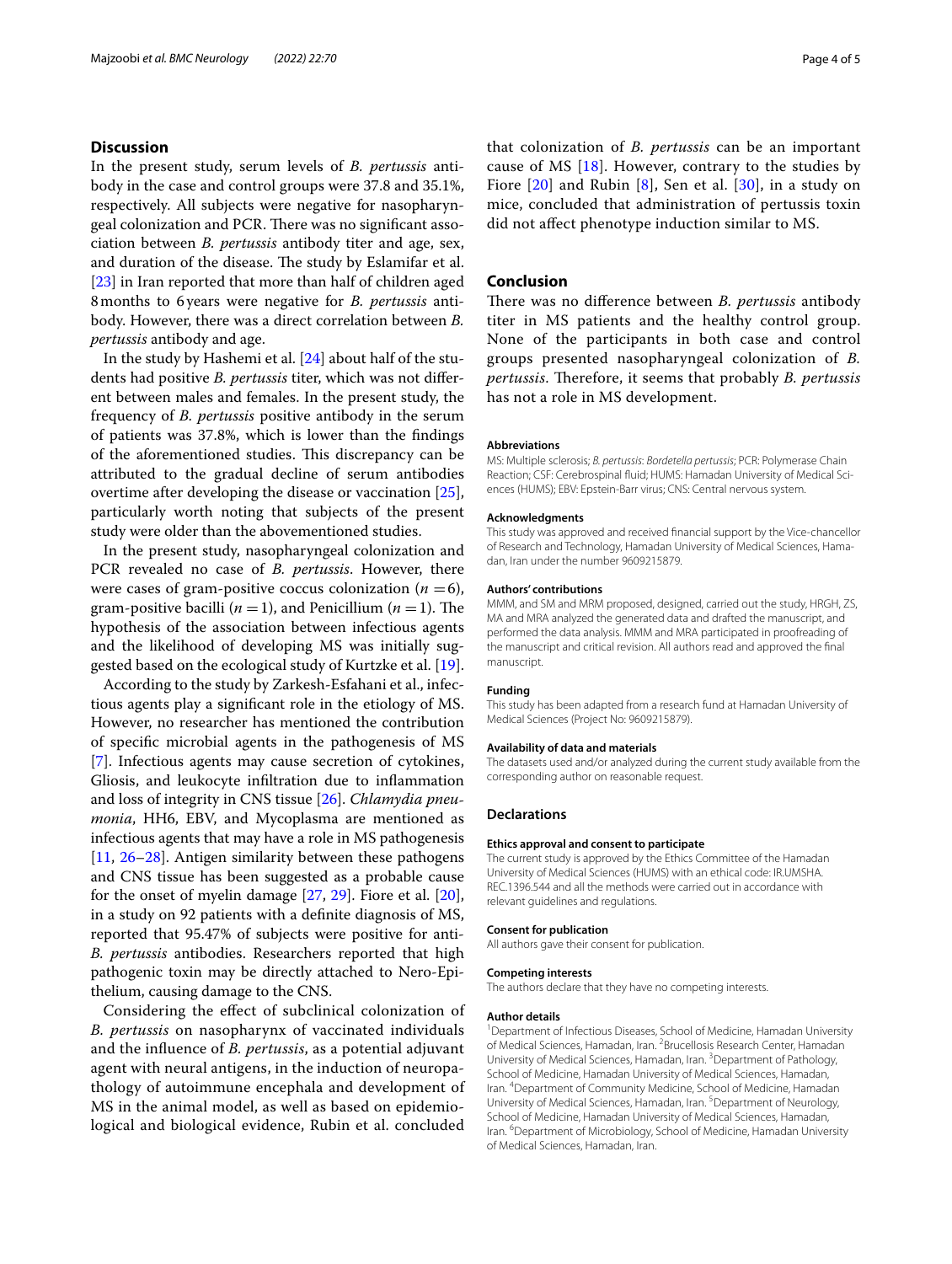## Discussion

In the present study, serum levels of *B. pertussis* antibody in the case and control groups were 37.8 and 35.1%, respectively. All subjects were negative for nasopharyngeal colonization and PCR. There was no significant association between *B. pertussis* antibody titer and age, sex, and duration of the disease. The study by Eslamifar et al. [23] in Iran reported that more than half of children aged 8 months to 6 years were negative for *B. pertussis* antibody. However, there was a direct correlation between *B. pertussis* antibody and age.

In the study by Hashemi et al. [24] about half of the students had positive *B. pertussis* titer, which was not different between males and females. In the present study, the frequency of *B. pertussis* positive antibody in the serum of patients was 37.8%, which is lower than the findings of the aforementioned studies. This discrepancy can be attributed to the gradual decline of serum antibodies overtime after developing the disease or vaccination [25], particularly worth noting that subjects of the present study were older than the abovementioned studies.

In the present study, nasopharyngeal colonization and PCR revealed no case of *B. pertussis*. However, there were cases of gram-positive coccus colonization ($n = 6$), gram-positive bacilli ($n = 1$), and Penicillium ($n = 1$). The hypothesis of the association between infectious agents and the likelihood of developing MS was initially suggested based on the ecological study of Kurtzke et al. [19].

According to the study by Zarkesh-Esfahani et al., infectious agents play a significant role in the etiology of MS. However, no researcher has mentioned the contribution of specific microbial agents in the pathogenesis of MS [7]. Infectious agents may cause secretion of cytokines, Gliosis, and leukocyte infiltration due to inflammation and loss of integrity in CNS tissue [26]. *Chlamydia pneumonia*, HH6, EBV, and Mycoplasma are mentioned as infectious agents that may have a role in MS pathogenesis [11, 26–28]. Antigen similarity between these pathogens and CNS tissue has been suggested as a probable cause for the onset of myelin damage [27, 29]. Fiore et al. [20], in a study on 92 patients with a definite diagnosis of MS, reported that 95.47% of subjects were positive for anti-*B. pertussis* antibodies. Researchers reported that high pathogenic toxin may be directly attached to Nero-Epithelium, causing damage to the CNS.

Considering the effect of subclinical colonization of *B. pertussis* on nasopharynx of vaccinated individuals and the influence of *B. pertussis*, as a potential adjuvant agent with neural antigens, in the induction of neuropathology of autoimmune encephala and development of MS in the animal model, as well as based on epidemiological and biological evidence, Rubin et al. concluded that colonization of *B. pertussis* can be an important cause of MS [18]. However, contrary to the studies by Fiore [20] and Rubin [8], Sen et al. [30], in a study on mice, concluded that administration of pertussis toxin did not affect phenotype induction similar to MS.

## Conclusion

There was no difference between *B. pertussis* antibody titer in MS patients and the healthy control group. None of the participants in both case and control groups presented nasopharyngeal colonization of *B. pertussis*. Therefore, it seems that probably *B. pertussis* has not a role in MS development.

### Abbreviations

MS: Multiple sclerosis; *B. pertussis*: *Bordetella pertussis*; PCR: Polymerase Chain Reaction; CSF: Cerebrospinal fluid; HUMS: Hamadan University of Medical Sciences (HUMS); EBV: Epstein-Barr virus; CNS: Central nervous system.

### Acknowledgments

This study was approved and received financial support by the Vice-chancellor of Research and Technology, Hamadan University of Medical Sciences, Hamadan, Iran under the number 9609215879.

### Authors' contributions

MMM, and SM and MRM proposed, designed, carried out the study, HRGH, ZS, MA and MRA analyzed the generated data and drafted the manuscript, and performed the data analysis. MMM and MRA participated in proofreading of the manuscript and critical revision. All authors read and approved the final manuscript.

### Funding

This study has been adapted from a research fund at Hamadan University of Medical Sciences (Project No: 9609215879).

### Availability of data and materials

The datasets used and/or analyzed during the current study available from the corresponding author on reasonable request.

## Declarations

### Ethics approval and consent to participate

The current study is approved by the Ethics Committee of the Hamadan University of Medical Sciences (HUMS) with an ethical code: IR.UMSHA.REC.1396.544 and all the methods were carried out in accordance with relevant guidelines and regulations.

### Consent for publication

All authors gave their consent for publication.

### Competing interests

The authors declare that they have no competing interests.

### Author details

[1]Department of Infectious Diseases, School of Medicine, Hamadan University of Medical Sciences, Hamadan, Iran. [2]Brucellosis Research Center, Hamadan University of Medical Sciences, Hamadan, Iran. [3]Department of Pathology, School of Medicine, Hamadan University of Medical Sciences, Hamadan, Iran. [4]Department of Community Medicine, School of Medicine, Hamadan University of Medical Sciences, Hamadan, Iran. [5]Department of Neurology, School of Medicine, Hamadan University of Medical Sciences, Hamadan, Iran. [6]Department of Microbiology, School of Medicine, Hamadan University of Medical Sciences, Hamadan, Iran.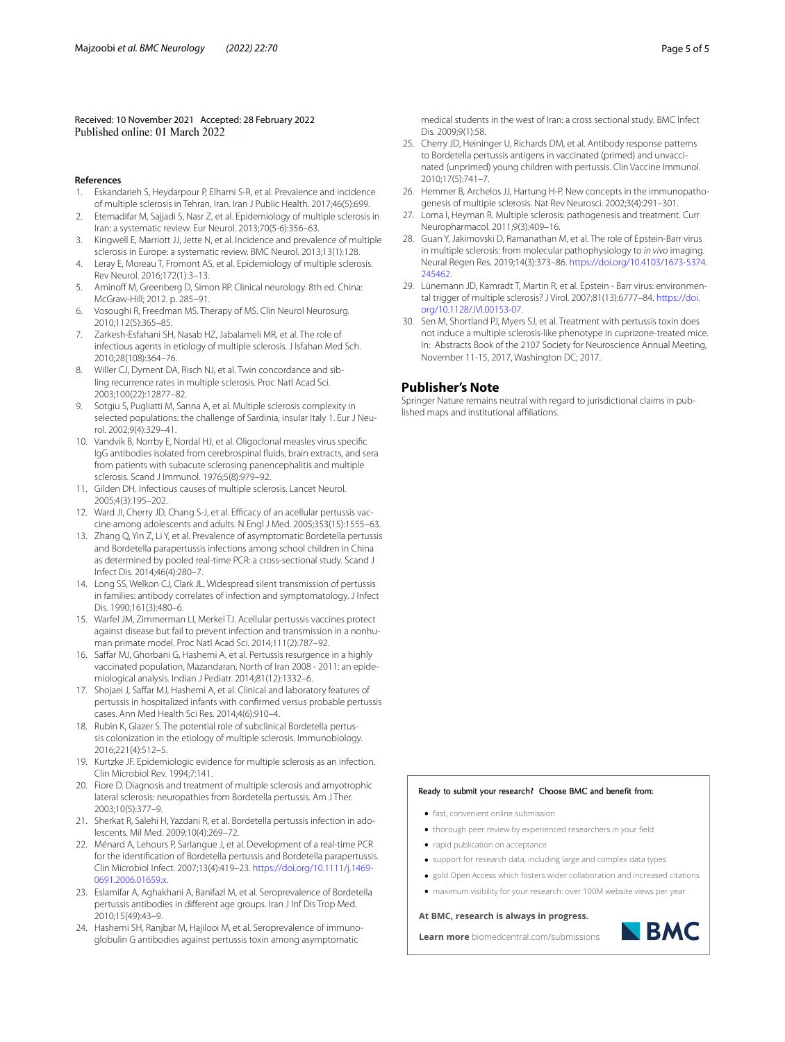Received: 10 November 2021 Accepted: 28 February 2022
Published online: 01 March 2022

## References

1. Eskandarieh S, Heydarpour P, Elhami S-R, et al. Prevalence and incidence of multiple sclerosis in Tehran, Iran. Iran J Public Health. 2017;46(5):699.
2. Etemadifar M, Sajjadi S, Nasr Z, et al. Epidemiology of multiple sclerosis in Iran: a systematic review. Eur Neurol. 2013;70(5-6):356–63.
3. Kingwell E, Marriott JJ, Jette N, et al. Incidence and prevalence of multiple sclerosis in Europe: a systematic review. BMC Neurol. 2013;13(1):128.
4. Leray E, Moreau T, Fromont AS, et al. Epidemiology of multiple sclerosis. Rev Neurol. 2016;172(1):3–13.
5. Aminoff M, Greenberg D, Simon RP. Clinical neurology. 8th ed. China: McGraw-Hill; 2012. p. 285–91.
6. Vosoughi R, Freedman MS. Therapy of MS. Clin Neurol Neurosurg. 2010;112(5):365–85.
7. Zarkesh-Esfahani SH, Nasab HZ, Jabalameli MR, et al. The role of infectious agents in etiology of multiple sclerosis. J Isfahan Med Sch. 2010;28(108):364–76.
8. Willer CJ, Dyment DA, Risch NJ, et al. Twin concordance and sibling recurrence rates in multiple sclerosis. Proc Natl Acad Sci. 2003;100(22):12877–82.
9. Sotgiu S, Pugliatti M, Sanna A, et al. Multiple sclerosis complexity in selected populations: the challenge of Sardinia, insular Italy 1. Eur J Neurol. 2002;9(4):329–41.
10. Vandvik B, Norrby E, Nordal HJ, et al. Oligoclonal measles virus specific IgG antibodies isolated from cerebrospinal fluids, brain extracts, and sera from patients with subacute sclerosing panencephalitis and multiple sclerosis. Scand J Immunol. 1976;5(8):979–92.
11. Gilden DH. Infectious causes of multiple sclerosis. Lancet Neurol. 2005;4(3):195–202.
12. Ward JI, Cherry JD, Chang S-J, et al. Efficacy of an acellular pertussis vaccine among adolescents and adults. N Engl J Med. 2005;353(15):1555–63.
13. Zhang Q, Yin Z, Li Y, et al. Prevalence of asymptomatic Bordetella pertussis and Bordetella parapertussis infections among school children in China as determined by pooled real-time PCR: a cross-sectional study. Scand J Infect Dis. 2014;46(4):280–7.
14. Long SS, Welkon CJ, Clark JL. Widespread silent transmission of pertussis in families: antibody correlates of infection and symptomatology. J Infect Dis. 1990;161(3):480–6.
15. Warfel JM, Zimmerman LI, Merkel TJ. Acellular pertussis vaccines protect against disease but fail to prevent infection and transmission in a nonhuman primate model. Proc Natl Acad Sci. 2014;111(2):787–92.
16. Saffar MJ, Ghorbani G, Hashemi A, et al. Pertussis resurgence in a highly vaccinated population, Mazandaran, North of Iran 2008 - 2011: an epidemiological analysis. Indian J Pediatr. 2014;81(12):1332–6.
17. Shojaei J, Saffar MJ, Hashemi A, et al. Clinical and laboratory features of pertussis in hospitalized infants with confirmed versus probable pertussis cases. Ann Med Health Sci Res. 2014;4(6):910–4.
18. Rubin K, Glazer S. The potential role of subclinical Bordetella pertussis colonization in the etiology of multiple sclerosis. Immunobiology. 2016;221(4):512–5.
19. Kurtzke JF. Epidemiologic evidence for multiple sclerosis as an infection. Clin Microbiol Rev. 1994;7:141.
20. Fiore D. Diagnosis and treatment of multiple sclerosis and amyotrophic lateral sclerosis: neuropathies from Bordetella pertussis. Am J Ther. 2003;10(5):377–9.
21. Sherkat R, Salehi H, Yazdani R, et al. Bordetella pertussis infection in adolescents. Mil Med. 2009;10(4):269–72.
22. Ménard A, Lehours P, Sarlangue J, et al. Development of a real-time PCR for the identification of Bordetella pertussis and Bordetella parapertussis. Clin Microbiol Infect. 2007;13(4):419–23. https://doi.org/10.1111/j.1469-0691.2006.01659.x.
23. Eslamifar A, Aghakhani A, Banifazl M, et al. Seroprevalence of Bordetella pertussis antibodies in different age groups. Iran J Inf Dis Trop Med. 2010;15(49):43–9.
24. Hashemi SH, Ranjbar M, Hajilooi M, et al. Seroprevalence of immunoglobulin G antibodies against pertussis toxin among asymptomatic medical students in the west of Iran: a cross sectional study. BMC Infect Dis. 2009;9(1):58.
25. Cherry JD, Heininger U, Richards DM, et al. Antibody response patterns to Bordetella pertussis antigens in vaccinated (primed) and unvaccinated (unprimed) young children with pertussis. Clin Vaccine Immunol. 2010;17(5):741–7.
26. Hemmer B, Archelos JJ, Hartung H-P. New concepts in the immunopathogenesis of multiple sclerosis. Nat Rev Neurosci. 2002;3(4):291–301.
27. Loma I, Heyman R. Multiple sclerosis: pathogenesis and treatment. Curr Neuropharmacol. 2011;9(3):409–16.
28. Guan Y, Jakimovski D, Ramanathan M, et al. The role of Epstein-Barr virus in multiple sclerosis: from molecular pathophysiology to *in vivo* imaging. Neural Regen Res. 2019;14(3):373–86. https://doi.org/10.4103/1673-5374.245462.
29. Lünemann JD, Kamradt T, Martin R, et al. Epstein - Barr virus: environmental trigger of multiple sclerosis? J Virol. 2007;81(13):6777–84. https://doi.org/10.1128/JVI.00153-07.
30. Sen M, Shortland PJ, Myers SJ, et al. Treatment with pertussis toxin does not induce a multiple sclerosis-like phenotype in cuprizone-treated mice. In: Abstracts Book of the 2107 Society for Neuroscience Annual Meeting, November 11-15, 2017, Washington DC; 2017.

## Publisher's Note

Springer Nature remains neutral with regard to jurisdictional claims in published maps and institutional affiliations.

Ready to submit your research? Choose BMC and benefit from:

- fast, convenient online submission
- thorough peer review by experienced researchers in your field
- rapid publication on acceptance
- support for research data, including large and complex data types
- gold Open Access which fosters wider collaboration and increased citations
- maximum visibility for your research: over 100M website views per year

**At BMC, research is always in progress.**

**Learn more** biomedcentral.com/submissions

BMC